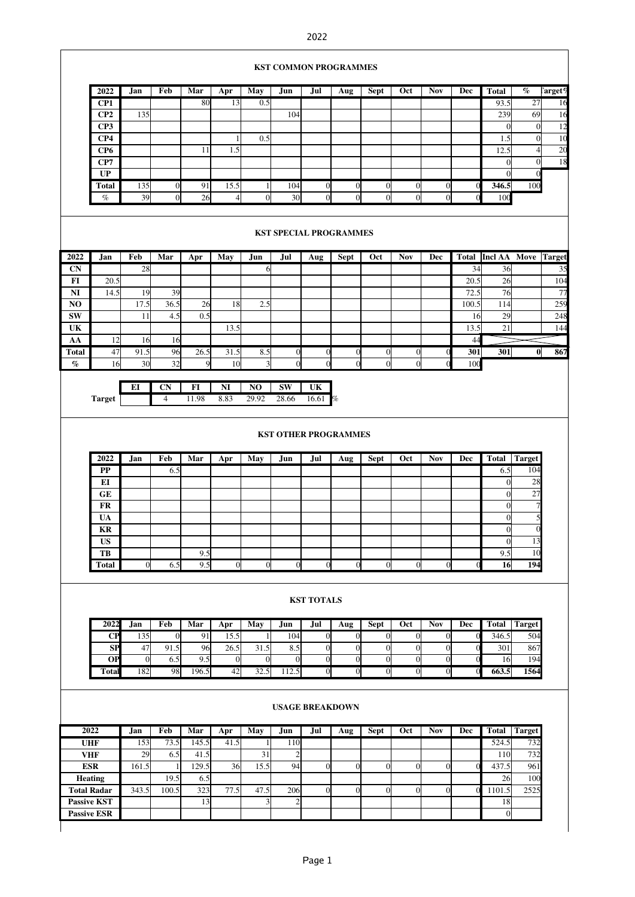2022

## KST COMMON PROGRAMMES

| 2022 | Jan | Feb | Mar | Apr | May | Jun | Jul | Aug | Sept | Oct | Nov | Dec | Total | % | Target% |
|---|---|---|---|---|---|---|---|---|---|---|---|---|---|---|---|
| CP1 | | | 80 | 13 | 0.5 | | | | | | | | 93.5 | 27 | 16 |
| CP2 | 135 | | | | | 104 | | | | | | | 239 | 69 | 16 |
| CP3 | | | | | | | | | | | | | 0 | 0 | 12 |
| CP4 | | | | 1 | 0.5 | | | | | | | | 1.5 | 0 | 10 |
| CP6 | | | 11 | 1.5 | | | | | | | | | 12.5 | 4 | 20 |
| CP7 | | | | | | | | | | | | | 0 | 0 | 18 |
| UP | | | | | | | | | | | | | 0 | 0 | |
| Total | 135 | 0 | 91 | 15.5 | 1 | 104 | 0 | 0 | 0 | 0 | 0 | 0 | 346.5 | 100 | |
| % | 39 | 0 | 26 | 4 | 0 | 30 | 0 | 0 | 0 | 0 | 0 | 0 | 100 | | |

## KST SPECIAL PROGRAMMES

| 2022 | Jan | Feb | Mar | Apr | May | Jun | Jul | Aug | Sept | Oct | Nov | Dec | Total | Incl AA | Move | Target |
|---|---|---|---|---|---|---|---|---|---|---|---|---|---|---|---|---|
| CN | | 28 | | | | 6 | | | | | | | 34 | 36 | | 35 |
| FI | 20.5 | | | | | | | | | | | | 20.5 | 26 | | 104 |
| NI | 14.5 | 19 | 39 | | | | | | | | | | 72.5 | 76 | | 77 |
| NO | | 17.5 | 36.5 | 26 | 18 | 2.5 | | | | | | | 100.5 | 114 | | 259 |
| SW | | 11 | 4.5 | 0.5 | | | | | | | | | 16 | 29 | | 248 |
| UK | | | | | 13.5 | | | | | | | | 13.5 | 21 | | 144 |
| AA | 12 | 16 | 16 | | | | | | | | | | 44 | | | |
| Total | 47 | 91.5 | 96 | 26.5 | 31.5 | 8.5 | 0 | 0 | 0 | 0 | 0 | 0 | 301 | 301 | 0 | 867 |
| % | 16 | 30 | 32 | 9 | 10 | 3 | 0 | 0 | 0 | 0 | 0 | 0 | 100 | | | |

| | EI | CN | FI | NI | NO | SW | UK | |
|---|---|---|---|---|---|---|---|---|
| Target | | 4 | 11.98 | 8.83 | 29.92 | 28.66 | 16.61 | % |

## KST OTHER PROGRAMMES

| 2022 | Jan | Feb | Mar | Apr | May | Jun | Jul | Aug | Sept | Oct | Nov | Dec | Total | Target |
|---|---|---|---|---|---|---|---|---|---|---|---|---|---|---|
| PP | | 6.5 | | | | | | | | | | | 6.5 | 104 |
| EI | | | | | | | | | | | | | 0 | 28 |
| GE | | | | | | | | | | | | | 0 | 27 |
| FR | | | | | | | | | | | | | 0 | 7 |
| UA | | | | | | | | | | | | | 0 | 5 |
| KR | | | | | | | | | | | | | 0 | 0 |
| US | | | | | | | | | | | | | 0 | 13 |
| TB | | | 9.5 | | | | | | | | | | 9.5 | 10 |
| Total | 0 | 6.5 | 9.5 | 0 | 0 | 0 | 0 | 0 | 0 | 0 | 0 | 0 | 16 | 194 |

## KST TOTALS

| 2022 | Jan | Feb | Mar | Apr | May | Jun | Jul | Aug | Sept | Oct | Nov | Dec | Total | Target |
|---|---|---|---|---|---|---|---|---|---|---|---|---|---|---|
| CP | 135 | 0 | 91 | 15.5 | 1 | 104 | 0 | 0 | 0 | 0 | 0 | 0 | 346.5 | 504 |
| SP | 47 | 91.5 | 96 | 26.5 | 31.5 | 8.5 | 0 | 0 | 0 | 0 | 0 | 0 | 301 | 867 |
| OP | 0 | 6.5 | 9.5 | 0 | 0 | 0 | 0 | 0 | 0 | 0 | 0 | 0 | 16 | 194 |
| Total | 182 | 98 | 196.5 | 42 | 32.5 | 112.5 | 0 | 0 | 0 | 0 | 0 | 0 | 663.5 | 1564 |

## USAGE BREAKDOWN

| 2022 | Jan | Feb | Mar | Apr | May | Jun | Jul | Aug | Sept | Oct | Nov | Dec | Total | Target |
|---|---|---|---|---|---|---|---|---|---|---|---|---|---|---|
| UHF | 153 | 73.5 | 145.5 | 41.5 | 1 | 110 | | | | | | | 524.5 | 732 |
| VHF | 29 | 6.5 | 41.5 | | 31 | 2 | | | | | | | 110 | 732 |
| ESR | 161.5 | 1 | 129.5 | 36 | 15.5 | 94 | 0 | 0 | 0 | 0 | 0 | 0 | 437.5 | 961 |
| Heating | | 19.5 | 6.5 | | | | | | | | | | 26 | 100 |
| Total Radar | 343.5 | 100.5 | 323 | 77.5 | 47.5 | 206 | 0 | 0 | 0 | 0 | 0 | 0 | 1101.5 | 2525 |
| Passive KST | | | 13 | | 3 | 2 | | | | | | | 18 | |
| Passive ESR | | | | | | | | | | | | | 0 | |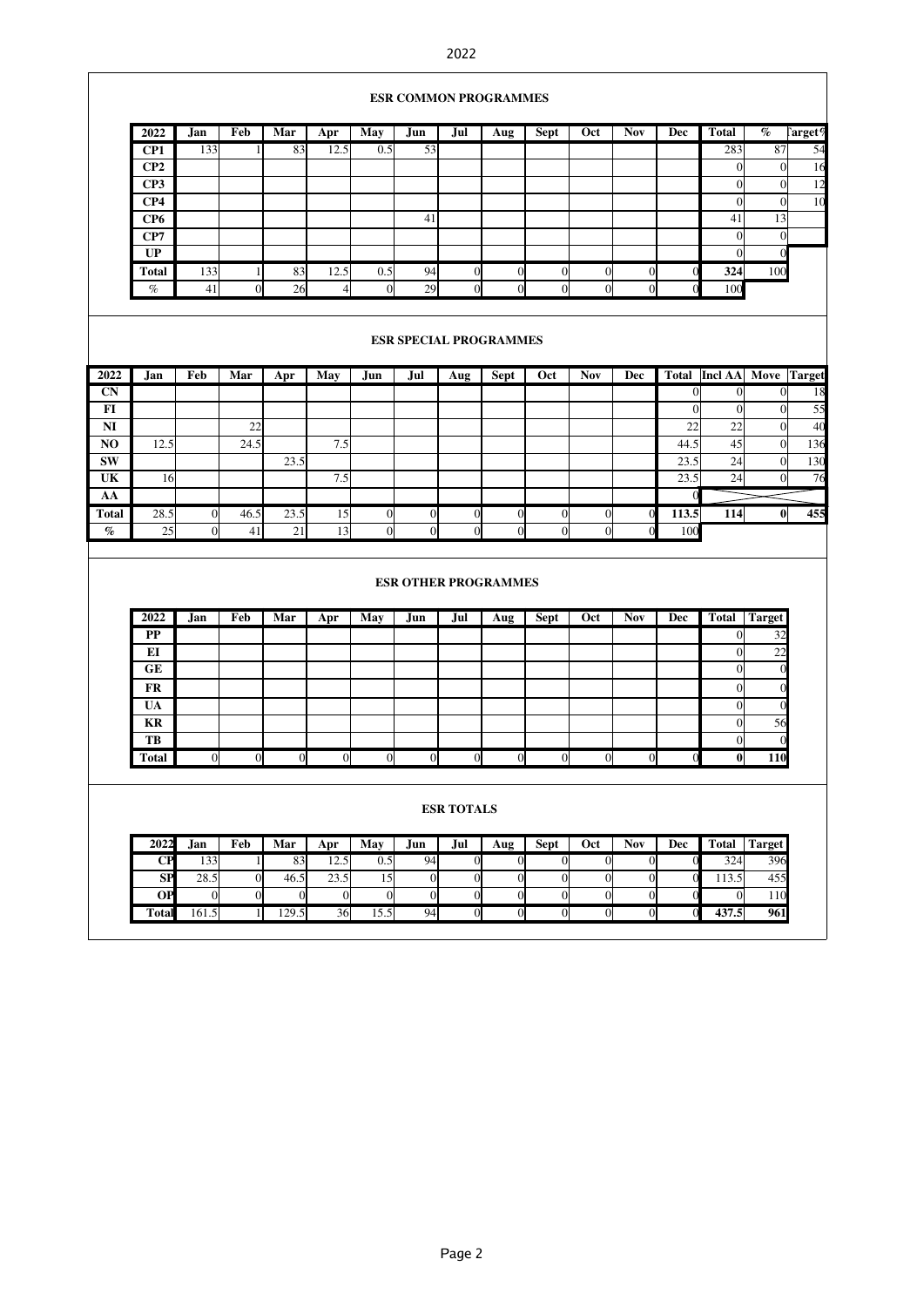2022

## ESR COMMON PROGRAMMES

| 2022 | Jan | Feb | Mar | Apr | May | Jun | Jul | Aug | Sept | Oct | Nov | Dec | Total | % | Target% |
|---|---|---|---|---|---|---|---|---|---|---|---|---|---|---|---|
| CP1 | 133 | 1 | 83 | 12.5 | 0.5 | 53 | | | | | | | 283 | 87 | 54 |
| CP2 | | | | | | | | | | | | | 0 | 0 | 16 |
| CP3 | | | | | | | | | | | | | 0 | 0 | 12 |
| CP4 | | | | | | | | | | | | | 0 | 0 | 10 |
| CP6 | | | | | | 41 | | | | | | | 41 | 13 | |
| CP7 | | | | | | | | | | | | | 0 | 0 | |
| UP | | | | | | | | | | | | | 0 | 0 | |
| Total | 133 | 1 | 83 | 12.5 | 0.5 | 94 | 0 | 0 | 0 | 0 | 0 | 0 | 324 | 100 | |
| % | 41 | 0 | 26 | 4 | 0 | 29 | 0 | 0 | 0 | 0 | 0 | 0 | 100 | | |

## ESR SPECIAL PROGRAMMES

| 2022 | Jan | Feb | Mar | Apr | May | Jun | Jul | Aug | Sept | Oct | Nov | Dec | Total | Incl AA | Move | Target |
|---|---|---|---|---|---|---|---|---|---|---|---|---|---|---|---|---|
| CN | | | | | | | | | | | | | 0 | 0 | 0 | 18 |
| FI | | | | | | | | | | | | | 0 | 0 | 0 | 55 |
| NI | | | 22 | | | | | | | | | | 22 | 22 | 0 | 40 |
| NO | 12.5 | | 24.5 | | 7.5 | | | | | | | | 44.5 | 45 | 0 | 136 |
| SW | | | | 23.5 | | | | | | | | | 23.5 | 24 | 0 | 130 |
| UK | 16 | | | | 7.5 | | | | | | | | 23.5 | 24 | 0 | 76 |
| AA | | | | | | | | | | | | | 0 | | | |
| Total | 28.5 | 0 | 46.5 | 23.5 | 15 | 0 | 0 | 0 | 0 | 0 | 0 | 0 | 113.5 | 114 | 0 | 455 |
| % | 25 | 0 | 41 | 21 | 13 | 0 | 0 | 0 | 0 | 0 | 0 | 0 | 100 | | | |

## ESR OTHER PROGRAMMES

| 2022 | Jan | Feb | Mar | Apr | May | Jun | Jul | Aug | Sept | Oct | Nov | Dec | Total | Target |
|---|---|---|---|---|---|---|---|---|---|---|---|---|---|---|
| PP | | | | | | | | | | | | | 0 | 32 |
| EI | | | | | | | | | | | | | 0 | 22 |
| GE | | | | | | | | | | | | | 0 | 0 |
| FR | | | | | | | | | | | | | 0 | 0 |
| UA | | | | | | | | | | | | | 0 | 0 |
| KR | | | | | | | | | | | | | 0 | 56 |
| TB | | | | | | | | | | | | | 0 | 0 |
| Total | 0 | 0 | 0 | 0 | 0 | 0 | 0 | 0 | 0 | 0 | 0 | 0 | 0 | 110 |

## ESR TOTALS

| 2022 | Jan | Feb | Mar | Apr | May | Jun | Jul | Aug | Sept | Oct | Nov | Dec | Total | Target |
|---|---|---|---|---|---|---|---|---|---|---|---|---|---|---|
| CP | 133 | 1 | 83 | 12.5 | 0.5 | 94 | 0 | 0 | 0 | 0 | 0 | 0 | 324 | 396 |
| SP | 28.5 | 0 | 46.5 | 23.5 | 15 | 0 | 0 | 0 | 0 | 0 | 0 | 0 | 113.5 | 455 |
| OP | 0 | 0 | 0 | 0 | 0 | 0 | 0 | 0 | 0 | 0 | 0 | 0 | 0 | 110 |
| Total | 161.5 | 1 | 129.5 | 36 | 15.5 | 94 | 0 | 0 | 0 | 0 | 0 | 0 | 437.5 | 961 |